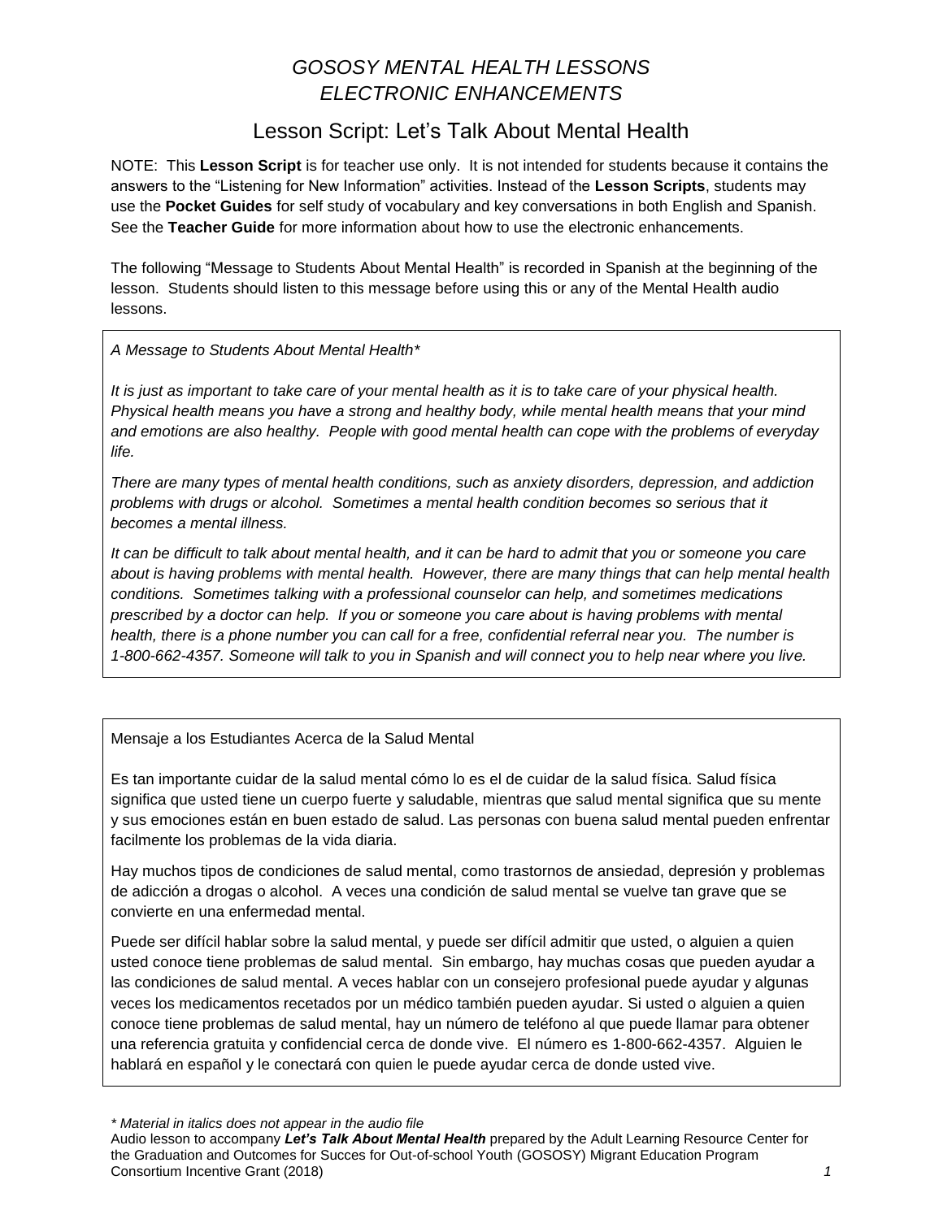# *GOSOSY MENTAL HEALTH LESSONS*
# *ELECTRONIC ENHANCEMENTS*

## Lesson Script: Let's Talk About Mental Health

NOTE: This **Lesson Script** is for teacher use only. It is not intended for students because it contains the answers to the "Listening for New Information" activities. Instead of the **Lesson Scripts**, students may use the **Pocket Guides** for self study of vocabulary and key conversations in both English and Spanish. See the **Teacher Guide** for more information about how to use the electronic enhancements.

The following "Message to Students About Mental Health" is recorded in Spanish at the beginning of the lesson. Students should listen to this message before using this or any of the Mental Health audio lessons.

*A Message to Students About Mental Health**

*It is just as important to take care of your mental health as it is to take care of your physical health. Physical health means you have a strong and healthy body, while mental health means that your mind and emotions are also healthy. People with good mental health can cope with the problems of everyday life.*

*There are many types of mental health conditions, such as anxiety disorders, depression, and addiction problems with drugs or alcohol. Sometimes a mental health condition becomes so serious that it becomes a mental illness.*

*It can be difficult to talk about mental health, and it can be hard to admit that you or someone you care about is having problems with mental health. However, there are many things that can help mental health conditions. Sometimes talking with a professional counselor can help, and sometimes medications prescribed by a doctor can help. If you or someone you care about is having problems with mental health, there is a phone number you can call for a free, confidential referral near you. The number is 1-800-662-4357. Someone will talk to you in Spanish and will connect you to help near where you live.*

Mensaje a los Estudiantes Acerca de la Salud Mental

Es tan importante cuidar de la salud mental cómo lo es el de cuidar de la salud física. Salud física significa que usted tiene un cuerpo fuerte y saludable, mientras que salud mental significa que su mente y sus emociones están en buen estado de salud. Las personas con buena salud mental pueden enfrentar facilmente los problemas de la vida diaria.

Hay muchos tipos de condiciones de salud mental, como trastornos de ansiedad, depresión y problemas de adicción a drogas o alcohol. A veces una condición de salud mental se vuelve tan grave que se convierte en una enfermedad mental.

Puede ser difícil hablar sobre la salud mental, y puede ser difícil admitir que usted, o alguien a quien usted conoce tiene problemas de salud mental. Sin embargo, hay muchas cosas que pueden ayudar a las condiciones de salud mental. A veces hablar con un consejero profesional puede ayudar y algunas veces los medicamentos recetados por un médico también pueden ayudar. Si usted o alguien a quien conoce tiene problemas de salud mental, hay un número de teléfono al que puede llamar para obtener una referencia gratuita y confidencial cerca de donde vive. El número es 1-800-662-4357. Alguien le hablará en español y le conectará con quien le puede ayudar cerca de donde usted vive.

*\* Material in italics does not appear in the audio file*

Audio lesson to accompany ***Let's Talk About Mental Health*** prepared by the Adult Learning Resource Center for the Graduation and Outcomes for Succes for Out-of-school Youth (GOSOSY) Migrant Education Program Consortium Incentive Grant (2018)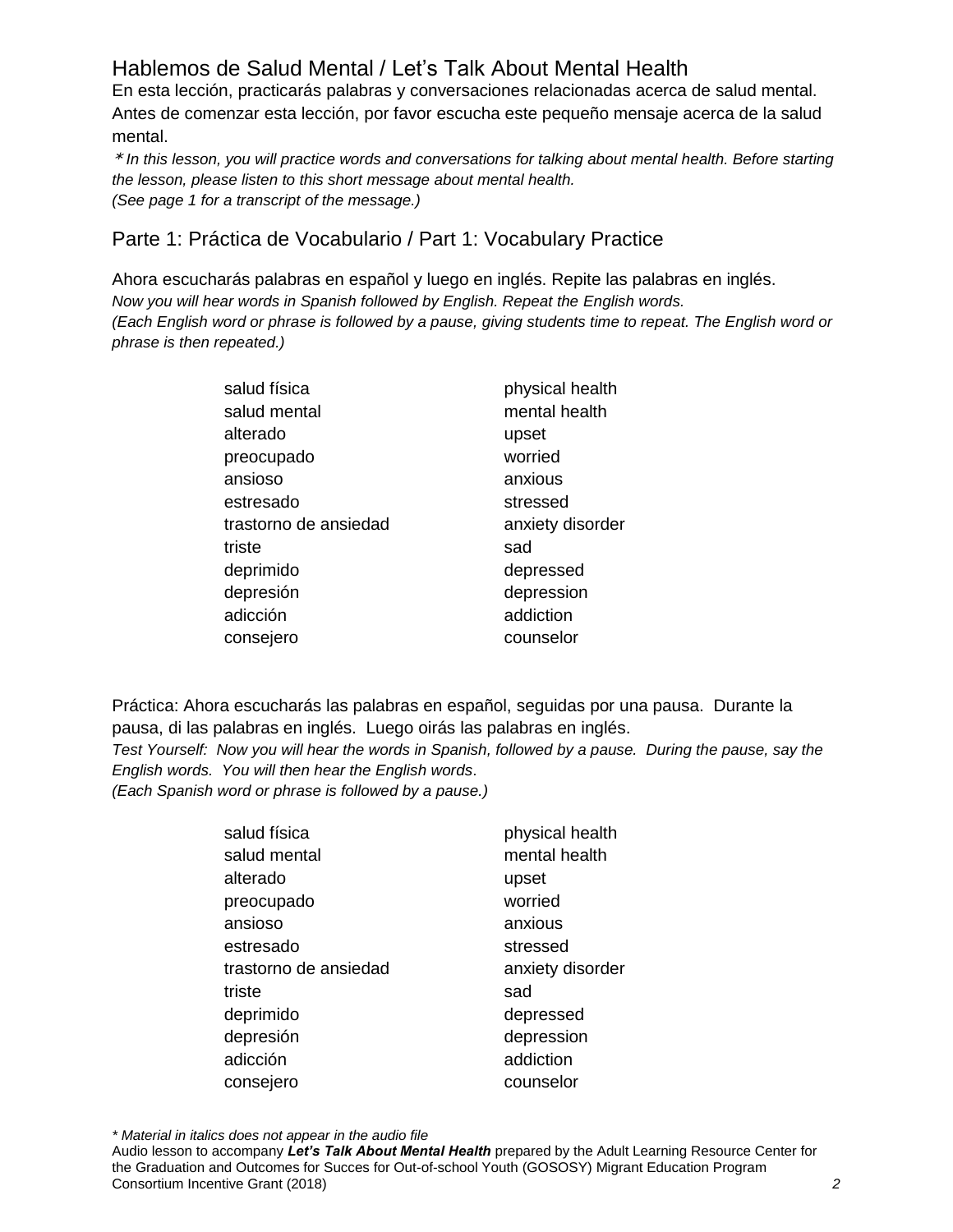## Hablemos de Salud Mental / Let's Talk About Mental Health

En esta lección, practicarás palabras y conversaciones relacionadas acerca de salud mental. Antes de comenzar esta lección, por favor escucha este pequeño mensaje acerca de la salud mental.

*\* In this lesson, you will practice words and conversations for talking about mental health. Before starting the lesson, please listen to this short message about mental health.*
*(See page 1 for a transcript of the message.)*

## Parte 1: Práctica de Vocabulario / Part 1: Vocabulary Practice

Ahora escucharás palabras en español y luego en inglés. Repite las palabras en inglés.
*Now you will hear words in Spanish followed by English. Repeat the English words.*
*(Each English word or phrase is followed by a pause, giving students time to repeat. The English word or phrase is then repeated.)*

| | |
|---|---|
| salud física | physical health |
| salud mental | mental health |
| alterado | upset |
| preocupado | worried |
| ansioso | anxious |
| estresado | stressed |
| trastorno de ansiedad | anxiety disorder |
| triste | sad |
| deprimido | depressed |
| depresión | depression |
| adicción | addiction |
| consejero | counselor |

Práctica: Ahora escucharás las palabras en español, seguidas por una pausa. Durante la pausa, di las palabras en inglés. Luego oirás las palabras en inglés.
*Test Yourself: Now you will hear the words in Spanish, followed by a pause. During the pause, say the English words. You will then hear the English words.*
*(Each Spanish word or phrase is followed by a pause.)*

| | |
|---|---|
| salud física | physical health |
| salud mental | mental health |
| alterado | upset |
| preocupado | worried |
| ansioso | anxious |
| estresado | stressed |
| trastorno de ansiedad | anxiety disorder |
| triste | sad |
| deprimido | depressed |
| depresión | depression |
| adicción | addiction |
| consejero | counselor |

*\* Material in italics does not appear in the audio file*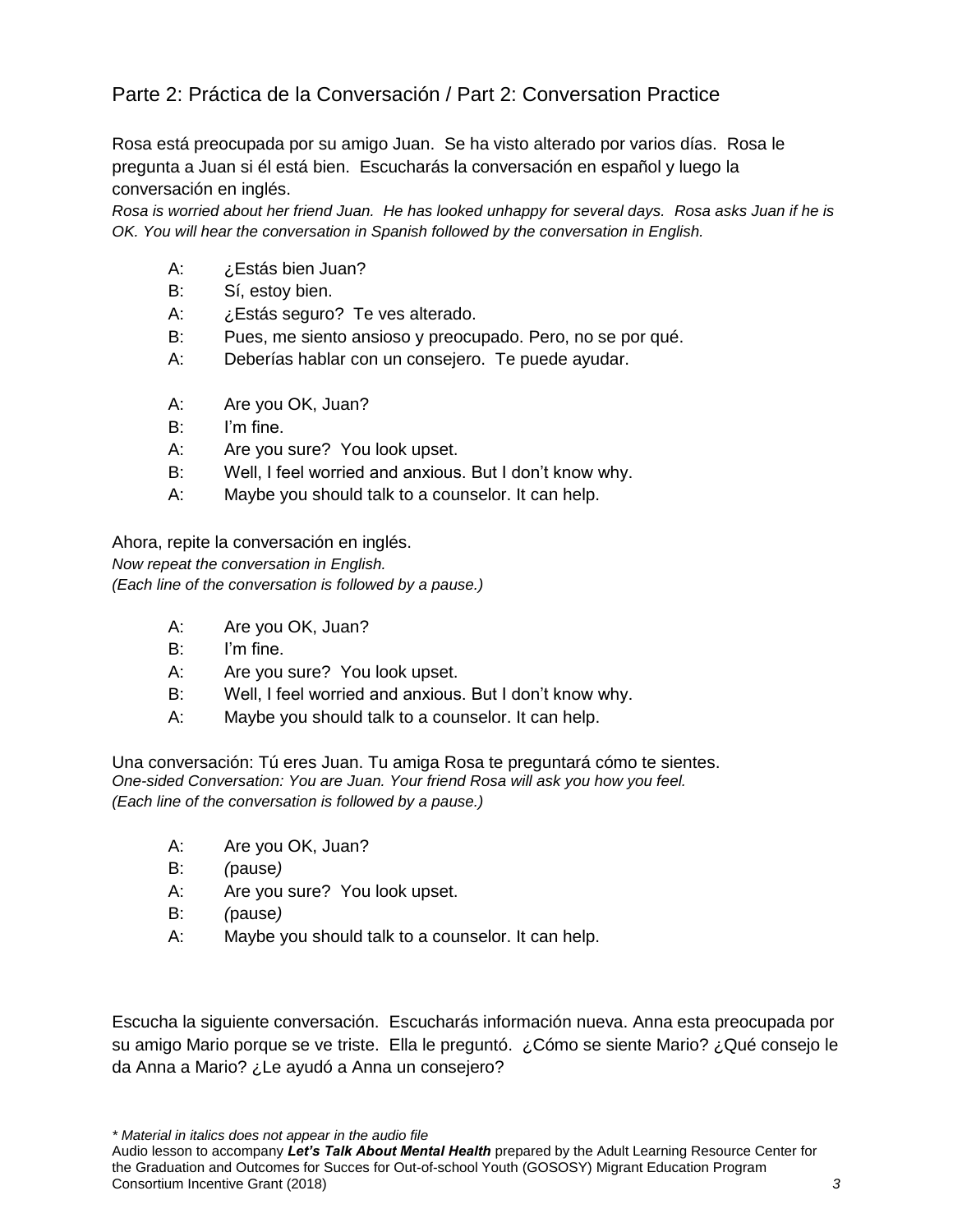## Parte 2: Práctica de la Conversación / Part 2: Conversation Practice

Rosa está preocupada por su amigo Juan. Se ha visto alterado por varios días. Rosa le pregunta a Juan si él está bien. Escucharás la conversación en español y luego la conversación en inglés.
*Rosa is worried about her friend Juan. He has looked unhappy for several days. Rosa asks Juan if he is OK. You will hear the conversation in Spanish followed by the conversation in English.*

A: ¿Estás bien Juan?
B: Sí, estoy bien.
A: ¿Estás seguro? Te ves alterado.
B: Pues, me siento ansioso y preocupado. Pero, no se por qué.
A: Deberías hablar con un consejero. Te puede ayudar.

A: Are you OK, Juan?
B: I'm fine.
A: Are you sure? You look upset.
B: Well, I feel worried and anxious. But I don't know why.
A: Maybe you should talk to a counselor. It can help.

Ahora, repite la conversación en inglés.
*Now repeat the conversation in English.*
*(Each line of the conversation is followed by a pause.)*

A: Are you OK, Juan?
B: I'm fine.
A: Are you sure? You look upset.
B: Well, I feel worried and anxious. But I don't know why.
A: Maybe you should talk to a counselor. It can help.

Una conversación: Tú eres Juan. Tu amiga Rosa te preguntará cómo te sientes.
*One-sided Conversation: You are Juan. Your friend Rosa will ask you how you feel.*
*(Each line of the conversation is followed by a pause.)*

A: Are you OK, Juan?
B: *(pause)*
A: Are you sure? You look upset.
B: *(pause)*
A: Maybe you should talk to a counselor. It can help.

Escucha la siguiente conversación. Escucharás información nueva. Anna esta preocupada por su amigo Mario porque se ve triste. Ella le preguntó. ¿Cómo se siente Mario? ¿Qué consejo le da Anna a Mario? ¿Le ayudó a Anna un consejero?

*\* Material in italics does not appear in the audio file*
Audio lesson to accompany ***Let's Talk About Mental Health*** prepared by the Adult Learning Resource Center for the Graduation and Outcomes for Succes for Out-of-school Youth (GOSOSY) Migrant Education Program Consortium Incentive Grant (2018)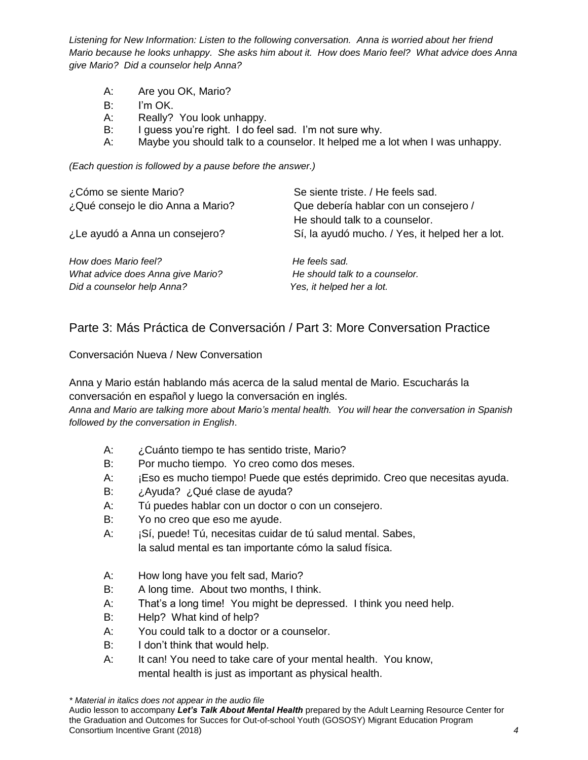*Listening for New Information: Listen to the following conversation. Anna is worried about her friend Mario because he looks unhappy. She asks him about it. How does Mario feel? What advice does Anna give Mario? Did a counselor help Anna?*

A: Are you OK, Mario?
B: I'm OK.
A: Really? You look unhappy.
B: I guess you're right. I do feel sad. I'm not sure why.
A: Maybe you should talk to a counselor. It helped me a lot when I was unhappy.

*(Each question is followed by a pause before the answer.)*

| | |
|---|---|
| ¿Cómo se siente Mario? | Se siente triste. / He feels sad. |
| ¿Qué consejo le dio Anna a Mario? | Que debería hablar con un consejero / He should talk to a counselor. |
| ¿Le ayudó a Anna un consejero? | Sí, la ayudó mucho. / Yes, it helped her a lot. |
| *How does Mario feel?* | *He feels sad.* |
| *What advice does Anna give Mario?* | *He should talk to a counselor.* |
| *Did a counselor help Anna?* | *Yes, it helped her a lot.* |

## Parte 3: Más Práctica de Conversación / Part 3: More Conversation Practice

Conversación Nueva / New Conversation

Anna y Mario están hablando más acerca de la salud mental de Mario. Escucharás la conversación en español y luego la conversación en inglés.
*Anna and Mario are talking more about Mario's mental health. You will hear the conversation in Spanish followed by the conversation in English.*

A: ¿Cuánto tiempo te has sentido triste, Mario?
B: Por mucho tiempo. Yo creo como dos meses.
A: ¡Eso es mucho tiempo! Puede que estés deprimido. Creo que necesitas ayuda.
B: ¿Ayuda? ¿Qué clase de ayuda?
A: Tú puedes hablar con un doctor o con un consejero.
B: Yo no creo que eso me ayude.
A: ¡Sí, puede! Tú, necesitas cuidar de tú salud mental. Sabes, la salud mental es tan importante cómo la salud física.

A: How long have you felt sad, Mario?
B: A long time. About two months, I think.
A: That's a long time! You might be depressed. I think you need help.
B: Help? What kind of help?
A: You could talk to a doctor or a counselor.
B: I don't think that would help.
A: It can! You need to take care of your mental health. You know, mental health is just as important as physical health.

*\* Material in italics does not appear in the audio file*
Audio lesson to accompany ***Let's Talk About Mental Health*** prepared by the Adult Learning Resource Center for the Graduation and Outcomes for Succes for Out-of-school Youth (GOSOSY) Migrant Education Program Consortium Incentive Grant (2018)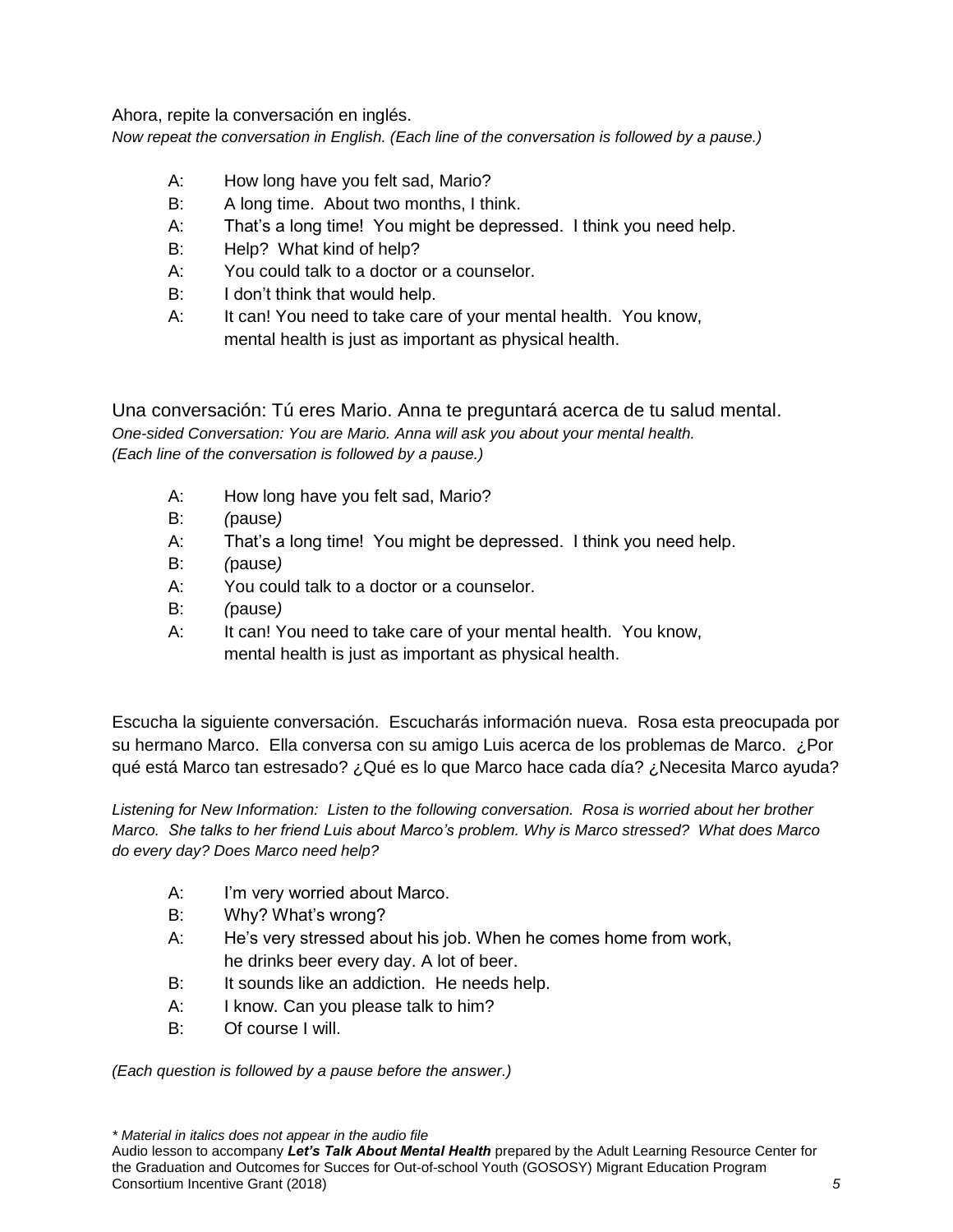Ahora, repite la conversación en inglés.

*Now repeat the conversation in English. (Each line of the conversation is followed by a pause.)*

A: How long have you felt sad, Mario?
B: A long time. About two months, I think.
A: That's a long time! You might be depressed. I think you need help.
B: Help? What kind of help?
A: You could talk to a doctor or a counselor.
B: I don't think that would help.
A: It can! You need to take care of your mental health. You know, mental health is just as important as physical health.

Una conversación: Tú eres Mario. Anna te preguntará acerca de tu salud mental.

*One-sided Conversation: You are Mario. Anna will ask you about your mental health.*
*(Each line of the conversation is followed by a pause.)*

A: How long have you felt sad, Mario?
B: *(*pause*)*
A: That's a long time! You might be depressed. I think you need help.
B: *(*pause*)*
A: You could talk to a doctor or a counselor.
B: *(*pause*)*
A: It can! You need to take care of your mental health. You know, mental health is just as important as physical health.

Escucha la siguiente conversación. Escucharás información nueva. Rosa esta preocupada por su hermano Marco. Ella conversa con su amigo Luis acerca de los problemas de Marco. ¿Por qué está Marco tan estresado? ¿Qué es lo que Marco hace cada día? ¿Necesita Marco ayuda?

*Listening for New Information: Listen to the following conversation. Rosa is worried about her brother Marco. She talks to her friend Luis about Marco's problem. Why is Marco stressed? What does Marco do every day? Does Marco need help?*

A: I'm very worried about Marco.
B: Why? What's wrong?
A: He's very stressed about his job. When he comes home from work, he drinks beer every day. A lot of beer.
B: It sounds like an addiction. He needs help.
A: I know. Can you please talk to him?
B: Of course I will.

*(Each question is followed by a pause before the answer.)*

*\* Material in italics does not appear in the audio file*

Audio lesson to accompany ***Let's Talk About Mental Health*** prepared by the Adult Learning Resource Center for the Graduation and Outcomes for Succes for Out-of-school Youth (GOSOSY) Migrant Education Program Consortium Incentive Grant (2018)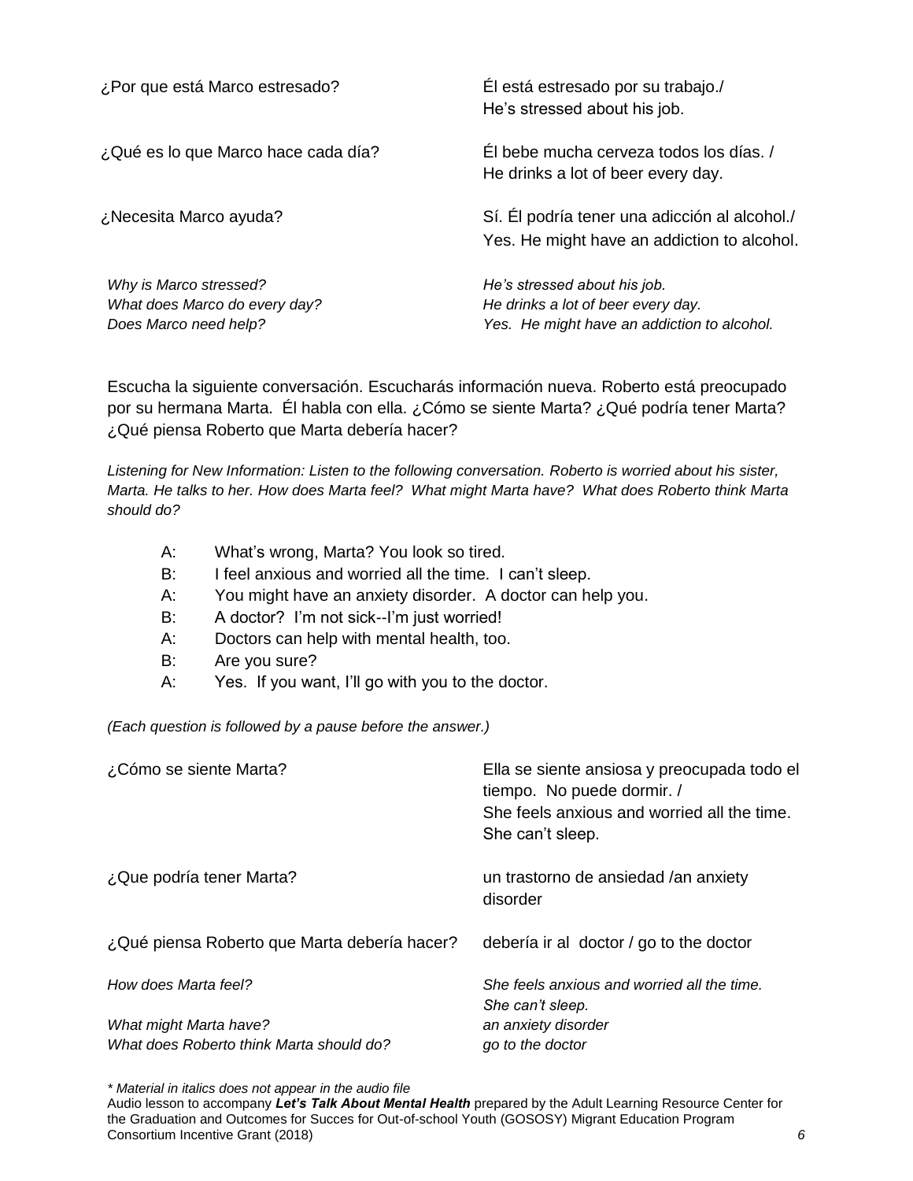| | |
|---|---|
| ¿Por que está Marco estresado? | Él está estresado por su trabajo./ He's stressed about his job. |
| ¿Qué es lo que Marco hace cada día? | Él bebe mucha cerveza todos los días. / He drinks a lot of beer every day. |
| ¿Necesita Marco ayuda? | Sí. Él podría tener una adicción al alcohol./ Yes. He might have an addiction to alcohol. |

*Why is Marco stressed?* — *He's stressed about his job.*
*What does Marco do every day?* — *He drinks a lot of beer every day.*
*Does Marco need help?* — *Yes. He might have an addiction to alcohol.*

Escucha la siguiente conversación. Escucharás información nueva. Roberto está preocupado por su hermana Marta. Él habla con ella. ¿Cómo se siente Marta? ¿Qué podría tener Marta? ¿Qué piensa Roberto que Marta debería hacer?

*Listening for New Information: Listen to the following conversation. Roberto is worried about his sister, Marta. He talks to her. How does Marta feel? What might Marta have? What does Roberto think Marta should do?*

A: What's wrong, Marta? You look so tired.
B: I feel anxious and worried all the time. I can't sleep.
A: You might have an anxiety disorder. A doctor can help you.
B: A doctor? I'm not sick--I'm just worried!
A: Doctors can help with mental health, too.
B: Are you sure?
A: Yes. If you want, I'll go with you to the doctor.

*(Each question is followed by a pause before the answer.)*

| | |
|---|---|
| ¿Cómo se siente Marta? | Ella se siente ansiosa y preocupada todo el tiempo. No puede dormir. / She feels anxious and worried all the time. She can't sleep. |
| ¿Que podría tener Marta? | un trastorno de ansiedad /an anxiety disorder |
| ¿Qué piensa Roberto que Marta debería hacer? | debería ir al doctor / go to the doctor |

*How does Marta feel?* — *She feels anxious and worried all the time. She can't sleep.*
*What might Marta have?* — *an anxiety disorder*
*What does Roberto think Marta should do?* — *go to the doctor*

*\* Material in italics does not appear in the audio file*
Audio lesson to accompany ***Let's Talk About Mental Health*** prepared by the Adult Learning Resource Center for the Graduation and Outcomes for Succes for Out-of-school Youth (GOSOSY) Migrant Education Program Consortium Incentive Grant (2018)